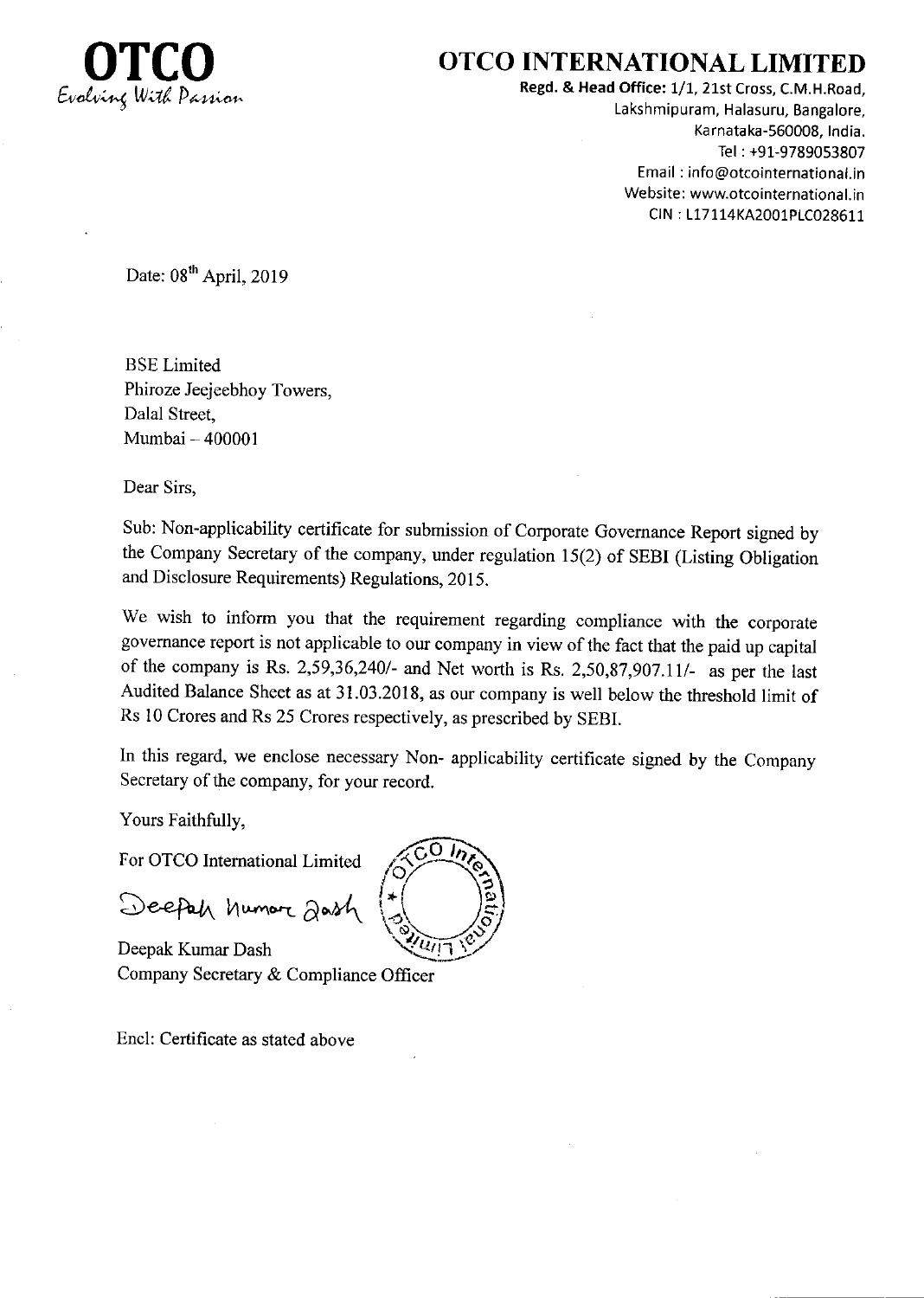# OTCO

*Evolving With Passion*

# OTCO INTERNATIONAL LIMITED

**Regd. & Head Office:** 1/1, 21st Cross, C.M.H.Road, Lakshmipuram, Halasuru, Bangalore, Karnataka-560008, India.
Tel : +91-9789053807
Email : info@otcointernational.in
Website: www.otcointernational.in
CIN : L17114KA2001PLC028611

Date: 08th April, 2019

BSE Limited
Phiroze Jeejeebhoy Towers,
Dalal Street,
Mumbai – 400001

Dear Sirs,

Sub: Non-applicability certificate for submission of Corporate Governance Report signed by the Company Secretary of the company, under regulation 15(2) of SEBI (Listing Obligation and Disclosure Requirements) Regulations, 2015.

We wish to inform you that the requirement regarding compliance with the corporate governance report is not applicable to our company in view of the fact that the paid up capital of the company is Rs. 2,59,36,240/- and Net worth is Rs. 2,50,87,907.11/- as per the last Audited Balance Sheet as at 31.03.2018, as our company is well below the threshold limit of Rs 10 Crores and Rs 25 Crores respectively, as prescribed by SEBI.

In this regard, we enclose necessary Non- applicability certificate signed by the Company Secretary of the company, for your record.

Yours Faithfully,

For OTCO International Limited

Deepak Kumar Dash

Deepak Kumar Dash
Company Secretary & Compliance Officer

Encl: Certificate as stated above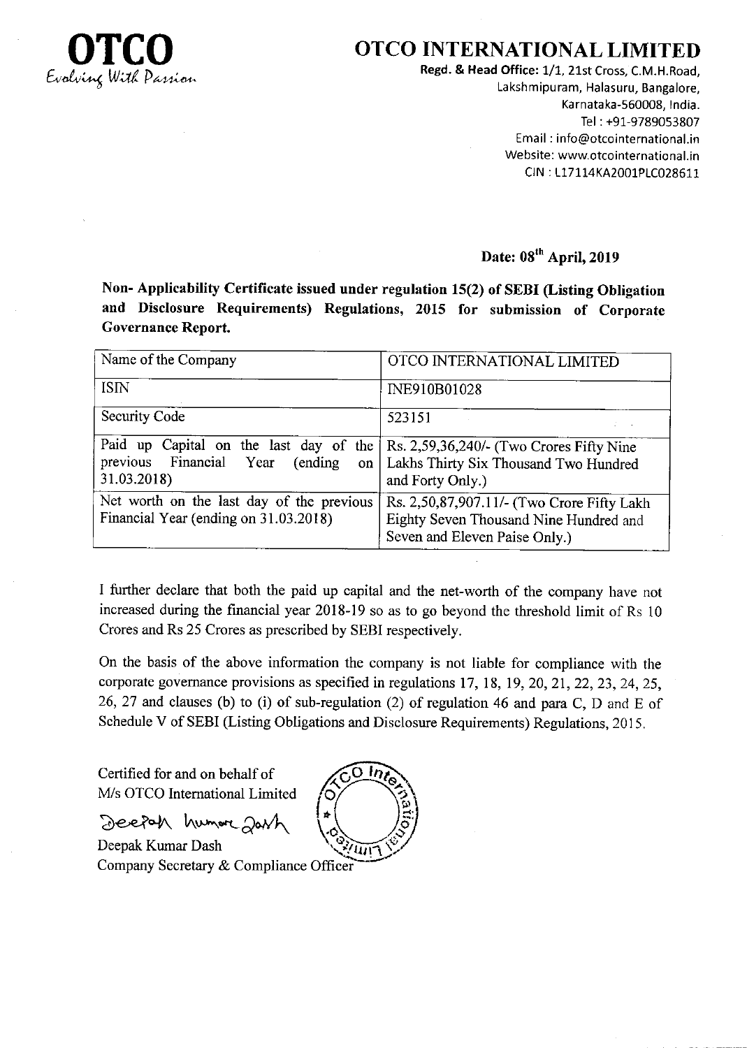# OTCO INTERNATIONAL LIMITED

OTCO
Evolving With Passion

**Regd. & Head Office:** 1/1, 21st Cross, C.M.H.Road,
Lakshmipuram, Halasuru, Bangalore,
Karnataka-560008, India.
Tel : +91-9789053807
Email : info@otcointernational.in
Website: www.otcointernational.in
CIN : L17114KA2001PLC028611

**Date: 08th April, 2019**

**Non- Applicability Certificate issued under regulation 15(2) of SEBI (Listing Obligation and Disclosure Requirements) Regulations, 2015 for submission of Corporate Governance Report.**

| | |
|---|---|
| Name of the Company | OTCO INTERNATIONAL LIMITED |
| ISIN | INE910B01028 |
| Security Code | 523151 |
| Paid up Capital on the last day of the previous Financial Year (ending on 31.03.2018) | Rs. 2,59,36,240/- (Two Crores Fifty Nine Lakhs Thirty Six Thousand Two Hundred and Forty Only.) |
| Net worth on the last day of the previous Financial Year (ending on 31.03.2018) | Rs. 2,50,87,907.11/- (Two Crore Fifty Lakh Eighty Seven Thousand Nine Hundred and Seven and Eleven Paise Only.) |

I further declare that both the paid up capital and the net-worth of the company have not increased during the financial year 2018-19 so as to go beyond the threshold limit of Rs 10 Crores and Rs 25 Crores as prescribed by SEBI respectively.

On the basis of the above information the company is not liable for compliance with the corporate governance provisions as specified in regulations 17, 18, 19, 20, 21, 22, 23, 24, 25, 26, 27 and clauses (b) to (i) of sub-regulation (2) of regulation 46 and para C, D and E of Schedule V of SEBI (Listing Obligations and Disclosure Requirements) Regulations, 2015.

Certified for and on behalf of
M/s OTCO International Limited

Deepak Kumar Dash
Company Secretary & Compliance Officer